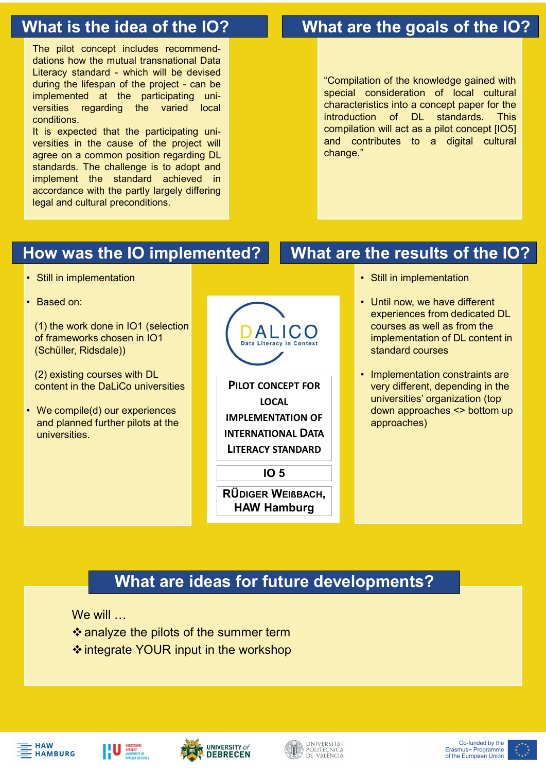# Pilot Concept for Local Implementation of International Data Literacy Standard

DALICO – Data Literacy in Context

IO 5

Rüdiger Weißbach, HAW Hamburg

## What is the idea of the IO?

The pilot concept includes recommend­dations how the mutual transnational Data Literacy standard - which will be devised during the lifespan of the project - can be implemented at the participating uni­versities regarding the varied local conditions.

It is expected that the participating uni­versities in the cause of the project will agree on a common position regarding DL standards. The challenge is to adopt and implement the standard achieved in accordance with the partly largely differing legal and cultural preconditions.

## What are the goals of the IO?

"Compilation of the knowledge gained with special consideration of local cultural characteristics into a concept paper for the introduction of DL standards. This compilation will act as a pilot concept [IO5] and contributes to a digital cultural change."

## How was the IO implemented?

- Still in implementation
- Based on:

  (1) the work done in IO1 (selection of frameworks chosen in IO1 (Schüller, Ridsdale))

  (2) existing courses with DL content in the DaLiCo universities
- We compile(d) our experiences and planned further pilots at the universities.

## What are the results of the IO?

- Still in implementation
- Until now, we have different experiences from dedicated DL courses as well as from the implementation of DL content in standard courses
- Implementation constraints are very different, depending in the universities' organization (top down approaches <> bottom up approaches)

## What are ideas for future developments?

We will …

- ❖ analyze the pilots of the summer term
- ❖ integrate YOUR input in the workshop

HAW Hamburg | Hogeschool Utrecht – University of Applied Sciences | University of Debrecen | Universitat Politècnica de València | Co-funded by the Erasmus+ Programme of the European Union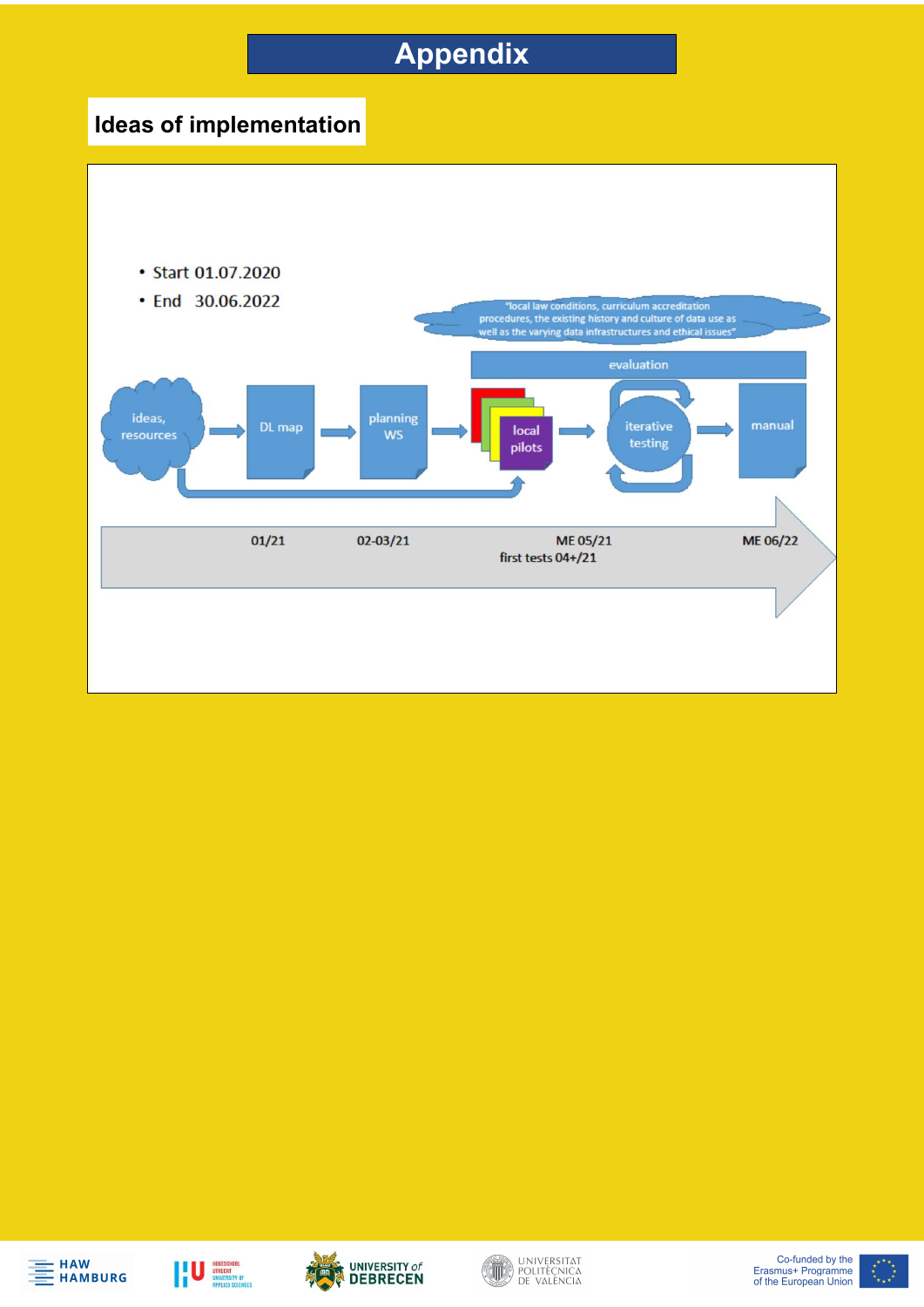# Appendix

## Ideas of implementation

- Start 01.07.2020
- End 30.06.2022

"local law conditions, curriculum accreditation procedures, the existing history and culture of data use as well as the varying data infrastructures and ethical issues"

evaluation

ideas, resources

DL map

planning WS

local pilots

iterative testing

manual

01/21

02-03/21

ME 05/21

first tests 04+/21

ME 06/22